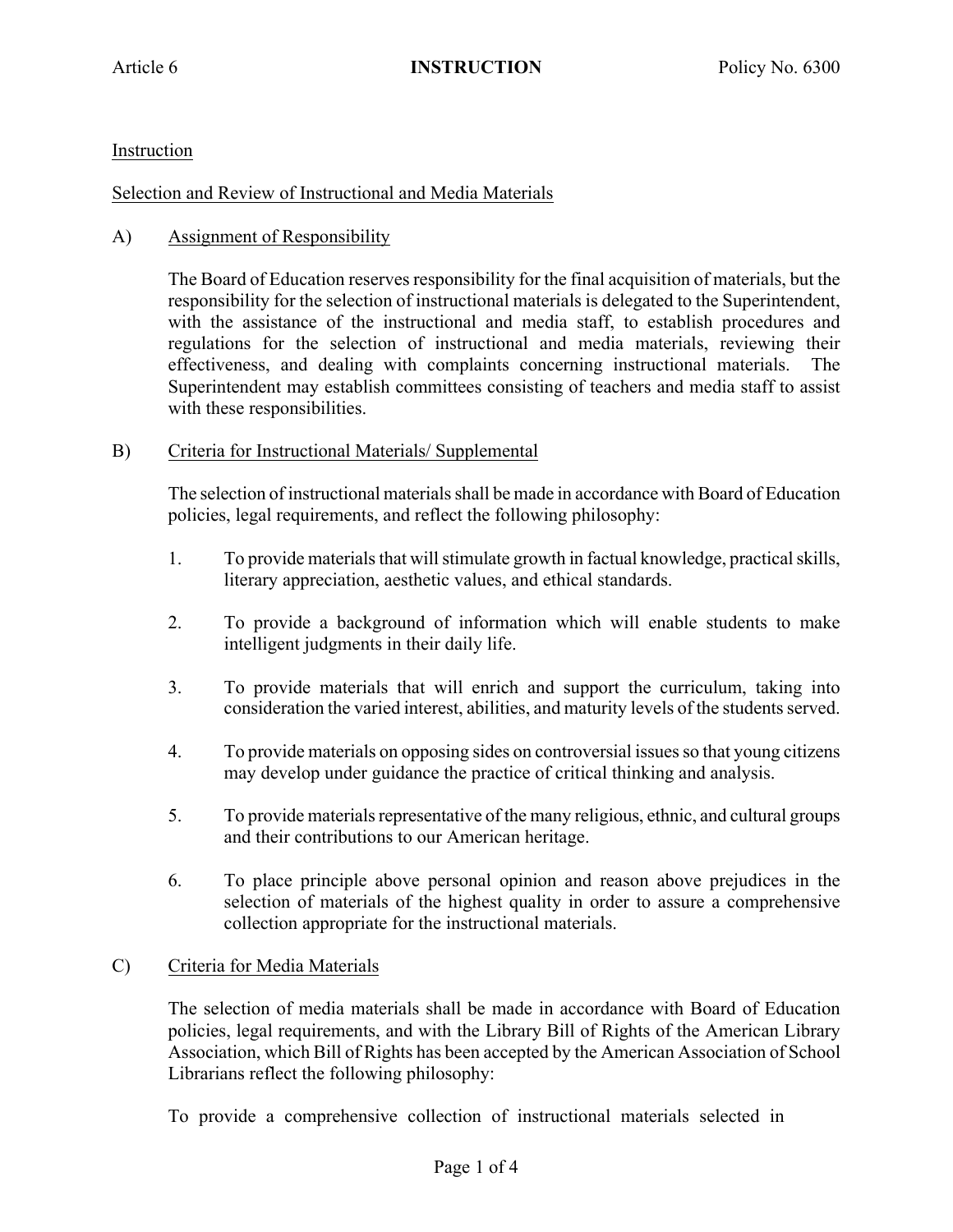Article 6 **INSTRUCTION** Policy No. 6300

Instruction

Selection and Review of Instructional and Media Materials

A) Assignment of Responsibility

The Board of Education reserves responsibility for the final acquisition of materials, but the responsibility for the selection of instructional materials is delegated to the Superintendent, with the assistance of the instructional and media staff, to establish procedures and regulations for the selection of instructional and media materials, reviewing their effectiveness, and dealing with complaints concerning instructional materials. The Superintendent may establish committees consisting of teachers and media staff to assist with these responsibilities.

B) Criteria for Instructional Materials/ Supplemental

The selection of instructional materials shall be made in accordance with Board of Education policies, legal requirements, and reflect the following philosophy:

1. To provide materials that will stimulate growth in factual knowledge, practical skills, literary appreciation, aesthetic values, and ethical standards.

2. To provide a background of information which will enable students to make intelligent judgments in their daily life.

3. To provide materials that will enrich and support the curriculum, taking into consideration the varied interest, abilities, and maturity levels of the students served.

4. To provide materials on opposing sides on controversial issues so that young citizens may develop under guidance the practice of critical thinking and analysis.

5. To provide materials representative of the many religious, ethnic, and cultural groups and their contributions to our American heritage.

6. To place principle above personal opinion and reason above prejudices in the selection of materials of the highest quality in order to assure a comprehensive collection appropriate for the instructional materials.

C) Criteria for Media Materials

The selection of media materials shall be made in accordance with Board of Education policies, legal requirements, and with the Library Bill of Rights of the American Library Association, which Bill of Rights has been accepted by the American Association of School Librarians reflect the following philosophy:

To provide a comprehensive collection of instructional materials selected in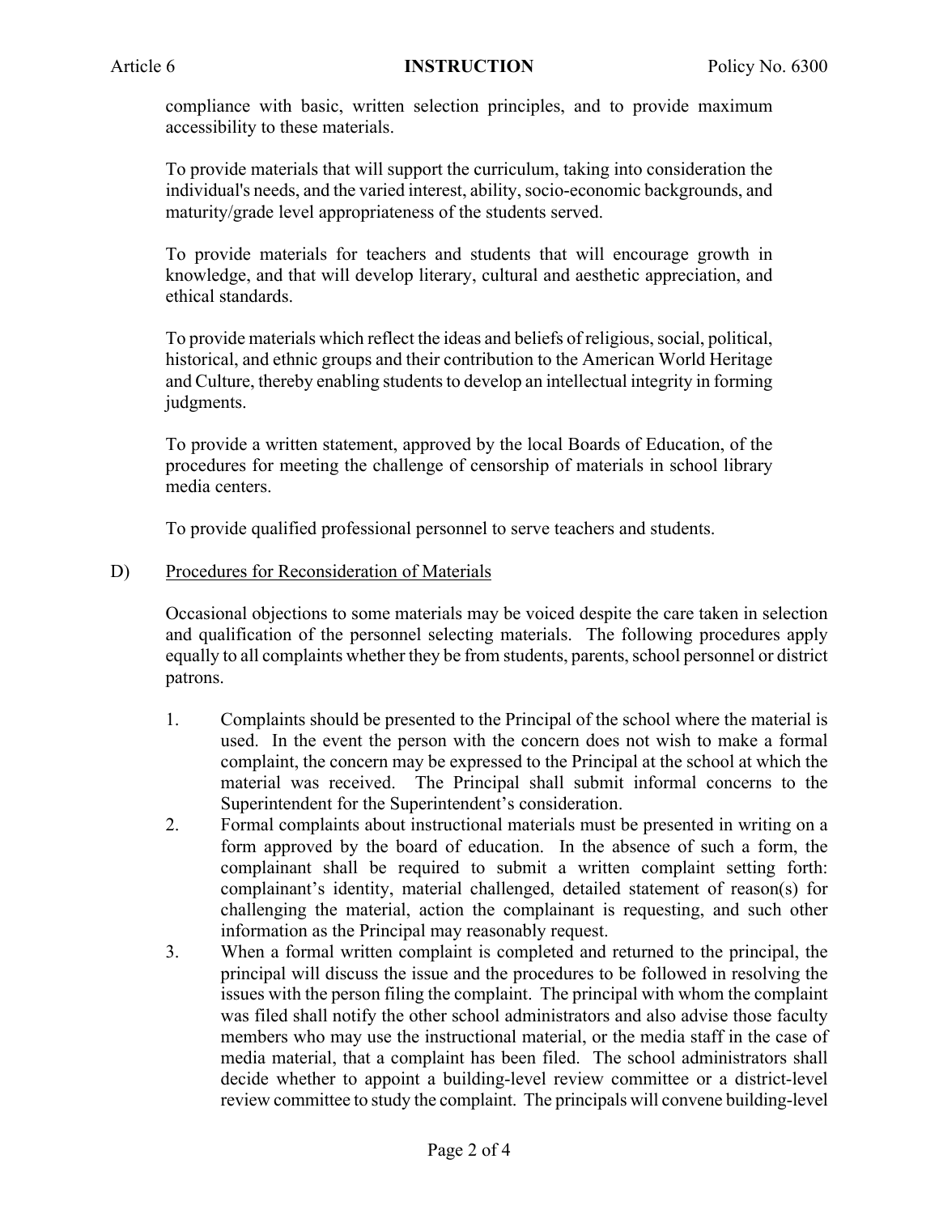compliance with basic, written selection principles, and to provide maximum accessibility to these materials.

To provide materials that will support the curriculum, taking into consideration the individual's needs, and the varied interest, ability, socio-economic backgrounds, and maturity/grade level appropriateness of the students served.

To provide materials for teachers and students that will encourage growth in knowledge, and that will develop literary, cultural and aesthetic appreciation, and ethical standards.

To provide materials which reflect the ideas and beliefs of religious, social, political, historical, and ethnic groups and their contribution to the American World Heritage and Culture, thereby enabling students to develop an intellectual integrity in forming judgments.

To provide a written statement, approved by the local Boards of Education, of the procedures for meeting the challenge of censorship of materials in school library media centers.

To provide qualified professional personnel to serve teachers and students.

D) Procedures for Reconsideration of Materials

Occasional objections to some materials may be voiced despite the care taken in selection and qualification of the personnel selecting materials. The following procedures apply equally to all complaints whether they be from students, parents, school personnel or district patrons.

1. Complaints should be presented to the Principal of the school where the material is used. In the event the person with the concern does not wish to make a formal complaint, the concern may be expressed to the Principal at the school at which the material was received. The Principal shall submit informal concerns to the Superintendent for the Superintendent's consideration.
2. Formal complaints about instructional materials must be presented in writing on a form approved by the board of education. In the absence of such a form, the complainant shall be required to submit a written complaint setting forth: complainant's identity, material challenged, detailed statement of reason(s) for challenging the material, action the complainant is requesting, and such other information as the Principal may reasonably request.
3. When a formal written complaint is completed and returned to the principal, the principal will discuss the issue and the procedures to be followed in resolving the issues with the person filing the complaint. The principal with whom the complaint was filed shall notify the other school administrators and also advise those faculty members who may use the instructional material, or the media staff in the case of media material, that a complaint has been filed. The school administrators shall decide whether to appoint a building-level review committee or a district-level review committee to study the complaint. The principals will convene building-level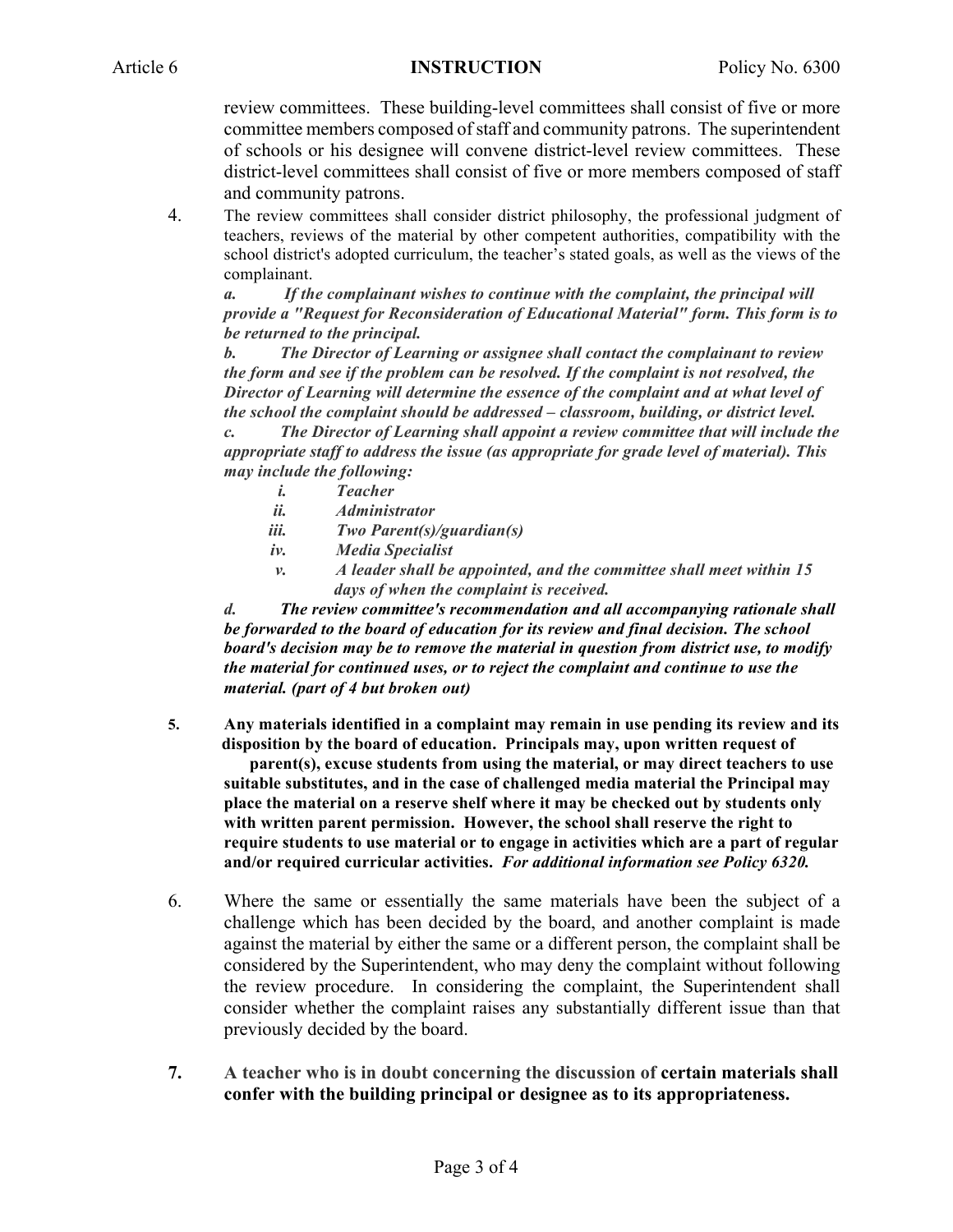review committees. These building-level committees shall consist of five or more committee members composed of staff and community patrons. The superintendent of schools or his designee will convene district-level review committees. These district-level committees shall consist of five or more members composed of staff and community patrons.

4. The review committees shall consider district philosophy, the professional judgment of teachers, reviews of the material by other competent authorities, compatibility with the school district's adopted curriculum, the teacher's stated goals, as well as the views of the complainant.

   ***a. If the complainant wishes to continue with the complaint, the principal will provide a "Request for Reconsideration of Educational Material" form. This form is to be returned to the principal.***

   ***b. The Director of Learning or assignee shall contact the complainant to review the form and see if the problem can be resolved. If the complaint is not resolved, the Director of Learning will determine the essence of the complaint and at what level of the school the complaint should be addressed – classroom, building, or district level.***

   ***c. The Director of Learning shall appoint a review committee that will include the appropriate staff to address the issue (as appropriate for grade level of material). This may include the following:***

   - ***i. Teacher***
   - ***ii. Administrator***
   - ***iii. Two Parent(s)/guardian(s)***
   - ***iv. Media Specialist***
   - ***v. A leader shall be appointed, and the committee shall meet within 15 days of when the complaint is received.***

   ***d. The review committee's recommendation and all accompanying rationale shall be forwarded to the board of education for its review and final decision. The school board's decision may be to remove the material in question from district use, to modify the material for continued uses, or to reject the complaint and continue to use the material. (part of 4 but broken out)***

5. **Any materials identified in a complaint may remain in use pending its review and its disposition by the board of education. Principals may, upon written request of parent(s), excuse students from using the material, or may direct teachers to use suitable substitutes, and in the case of challenged media material the Principal may place the material on a reserve shelf where it may be checked out by students only with written parent permission. However, the school shall reserve the right to require students to use material or to engage in activities which are a part of regular and/or required curricular activities.** ***For additional information see Policy 6320.***

6. Where the same or essentially the same materials have been the subject of a challenge which has been decided by the board, and another complaint is made against the material by either the same or a different person, the complaint shall be considered by the Superintendent, who may deny the complaint without following the review procedure. In considering the complaint, the Superintendent shall consider whether the complaint raises any substantially different issue than that previously decided by the board.

7. **A teacher who is in doubt concerning the discussion of certain materials shall confer with the building principal or designee as to its appropriateness.**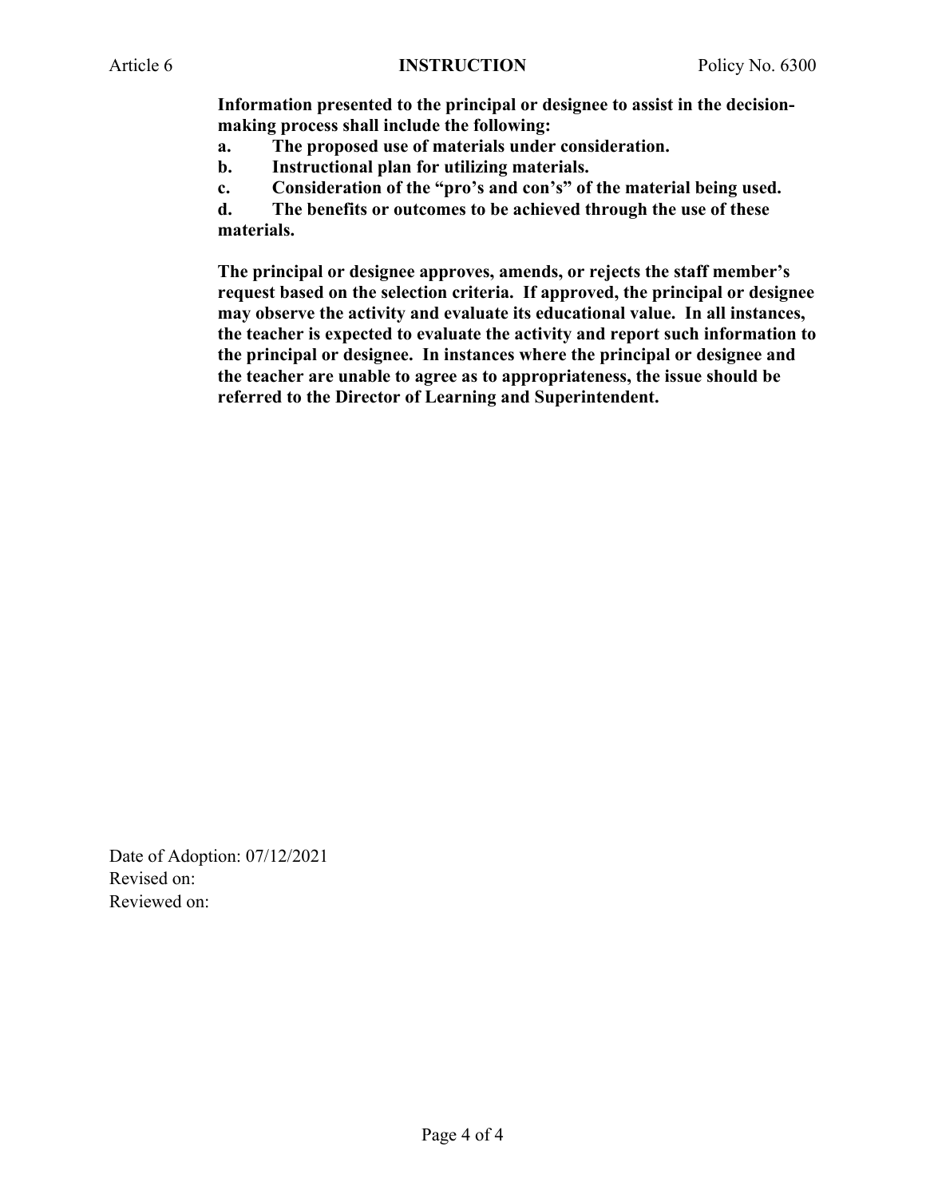**Information presented to the principal or designee to assist in the decision-making process shall include the following:**

- **a. The proposed use of materials under consideration.**
- **b. Instructional plan for utilizing materials.**
- **c. Consideration of the "pro's and con's" of the material being used.**
- **d. The benefits or outcomes to be achieved through the use of these materials.**

**The principal or designee approves, amends, or rejects the staff member's request based on the selection criteria. If approved, the principal or designee may observe the activity and evaluate its educational value. In all instances, the teacher is expected to evaluate the activity and report such information to the principal or designee. In instances where the principal or designee and the teacher are unable to agree as to appropriateness, the issue should be referred to the Director of Learning and Superintendent.**

Date of Adoption: 07/12/2021
Revised on:
Reviewed on: